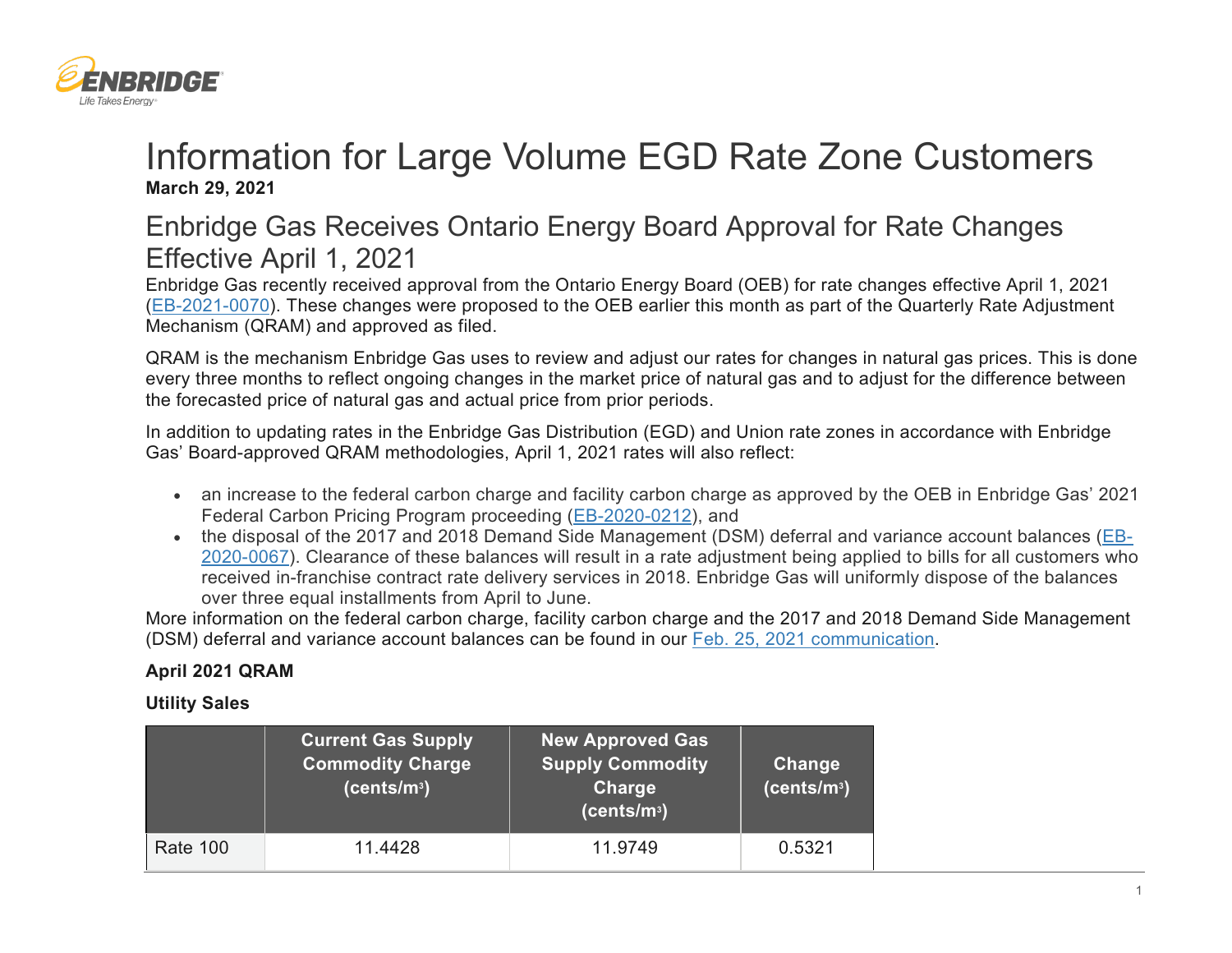# Information for Large Volume EGD Rate Zone Customers

**March 29, 2021**

## Enbridge Gas Receives Ontario Energy Board Approval for Rate Changes Effective April 1, 2021

Enbridge Gas recently received approval from the Ontario Energy Board (OEB) for rate changes effective April 1, 2021 (EB-2021-0070). These changes were proposed to the OEB earlier this month as part of the Quarterly Rate Adjustment Mechanism (QRAM) and approved as filed.

QRAM is the mechanism Enbridge Gas uses to review and adjust our rates for changes in natural gas prices. This is done every three months to reflect ongoing changes in the market price of natural gas and to adjust for the difference between the forecasted price of natural gas and actual price from prior periods.

In addition to updating rates in the Enbridge Gas Distribution (EGD) and Union rate zones in accordance with Enbridge Gas' Board-approved QRAM methodologies, April 1, 2021 rates will also reflect:

- an increase to the federal carbon charge and facility carbon charge as approved by the OEB in Enbridge Gas' 2021 Federal Carbon Pricing Program proceeding (EB-2020-0212), and
- the disposal of the 2017 and 2018 Demand Side Management (DSM) deferral and variance account balances (EB-2020-0067). Clearance of these balances will result in a rate adjustment being applied to bills for all customers who received in-franchise contract rate delivery services in 2018. Enbridge Gas will uniformly dispose of the balances over three equal installments from April to June.

More information on the federal carbon charge, facility carbon charge and the 2017 and 2018 Demand Side Management (DSM) deferral and variance account balances can be found in our Feb. 25, 2021 communication.

**April 2021 QRAM**

**Utility Sales**

| | Current Gas Supply Commodity Charge (cents/m³) | New Approved Gas Supply Commodity Charge (cents/m³) | Change (cents/m³) |
|---|---|---|---|
| Rate 100 | 11.4428 | 11.9749 | 0.5321 |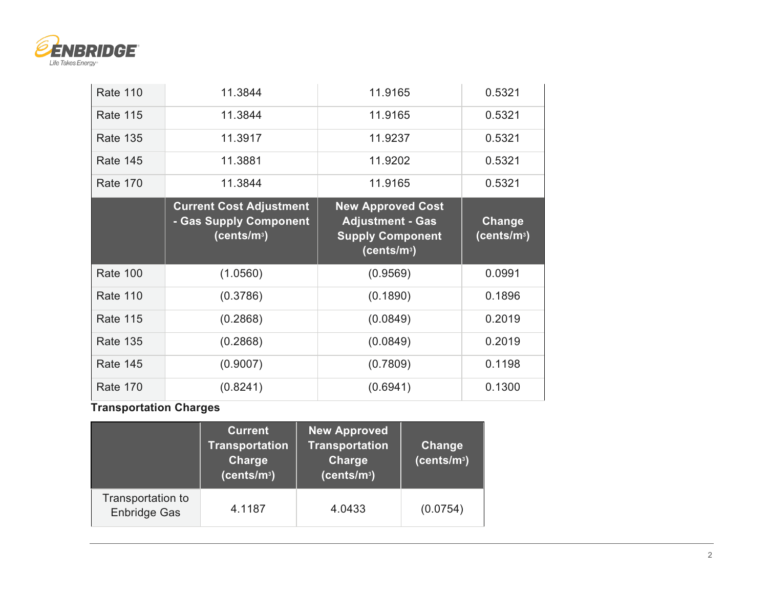| | | | |
|---|---|---|---|
| Rate 110 | 11.3844 | 11.9165 | 0.5321 |
| Rate 115 | 11.3844 | 11.9165 | 0.5321 |
| Rate 135 | 11.3917 | 11.9237 | 0.5321 |
| Rate 145 | 11.3881 | 11.9202 | 0.5321 |
| Rate 170 | 11.3844 | 11.9165 | 0.5321 |

| | Current Cost Adjustment - Gas Supply Component (cents/m³) | New Approved Cost Adjustment - Gas Supply Component (cents/m³) | Change (cents/m³) |
|---|---|---|---|
| Rate 100 | (1.0560) | (0.9569) | 0.0991 |
| Rate 110 | (0.3786) | (0.1890) | 0.1896 |
| Rate 115 | (0.2868) | (0.0849) | 0.2019 |
| Rate 135 | (0.2868) | (0.0849) | 0.2019 |
| Rate 145 | (0.9007) | (0.7809) | 0.1198 |
| Rate 170 | (0.8241) | (0.6941) | 0.1300 |

**Transportation Charges**

| | Current Transportation Charge (cents/m³) | New Approved Transportation Charge (cents/m³) | Change (cents/m³) |
|---|---|---|---|
| Transportation to Enbridge Gas | 4.1187 | 4.0433 | (0.0754) |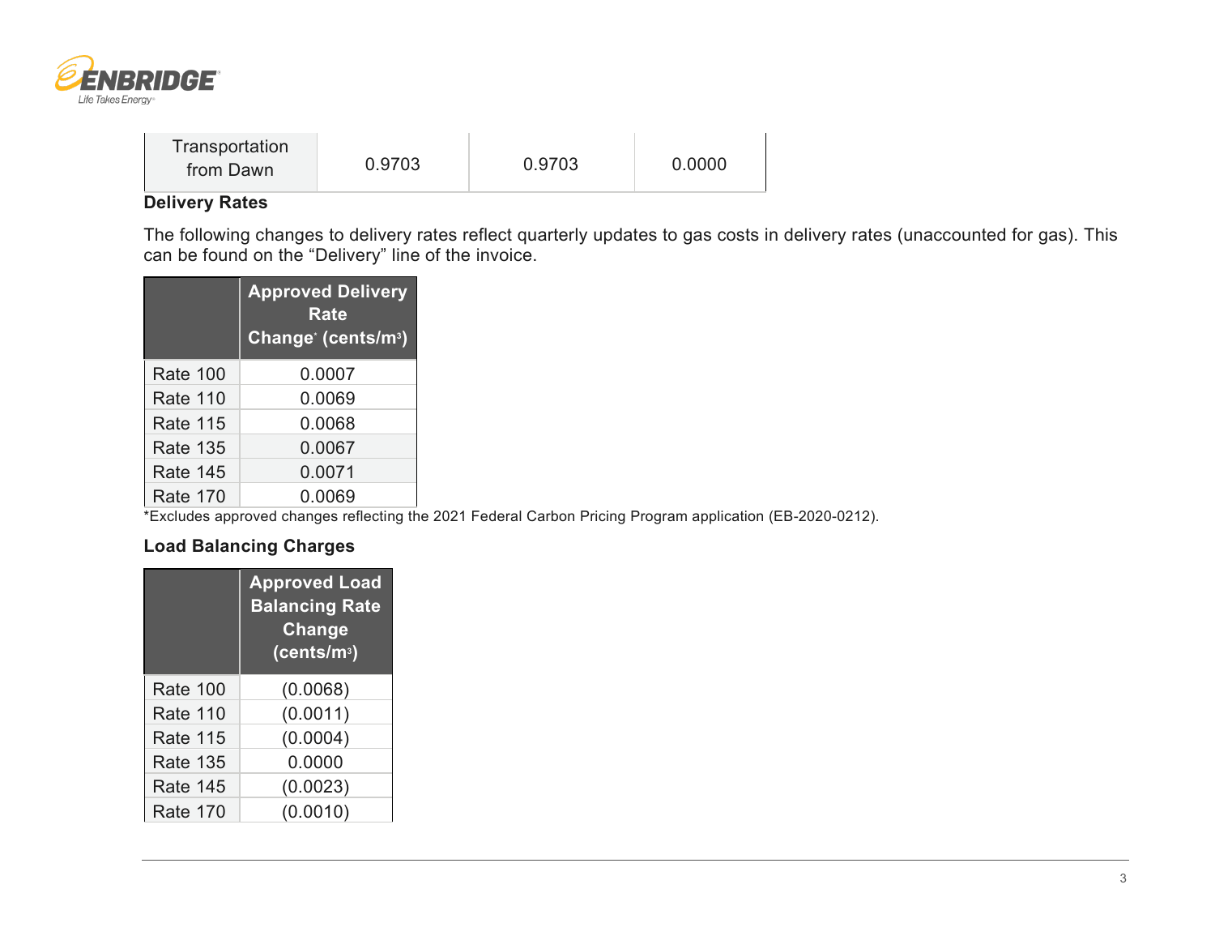| Transportation from Dawn | 0.9703 | 0.9703 | 0.0000 |
|---|---|---|---|

### Delivery Rates

The following changes to delivery rates reflect quarterly updates to gas costs in delivery rates (unaccounted for gas). This can be found on the “Delivery” line of the invoice.

| | Approved Delivery Rate Change* (cents/m$^3$) |
|---|---|
| Rate 100 | 0.0007 |
| Rate 110 | 0.0069 |
| Rate 115 | 0.0068 |
| Rate 135 | 0.0067 |
| Rate 145 | 0.0071 |
| Rate 170 | 0.0069 |

*Excludes approved changes reflecting the 2021 Federal Carbon Pricing Program application (EB-2020-0212).

### Load Balancing Charges

| | Approved Load Balancing Rate Change (cents/m$^3$) |
|---|---|
| Rate 100 | (0.0068) |
| Rate 110 | (0.0011) |
| Rate 115 | (0.0004) |
| Rate 135 | 0.0000 |
| Rate 145 | (0.0023) |
| Rate 170 | (0.0010) |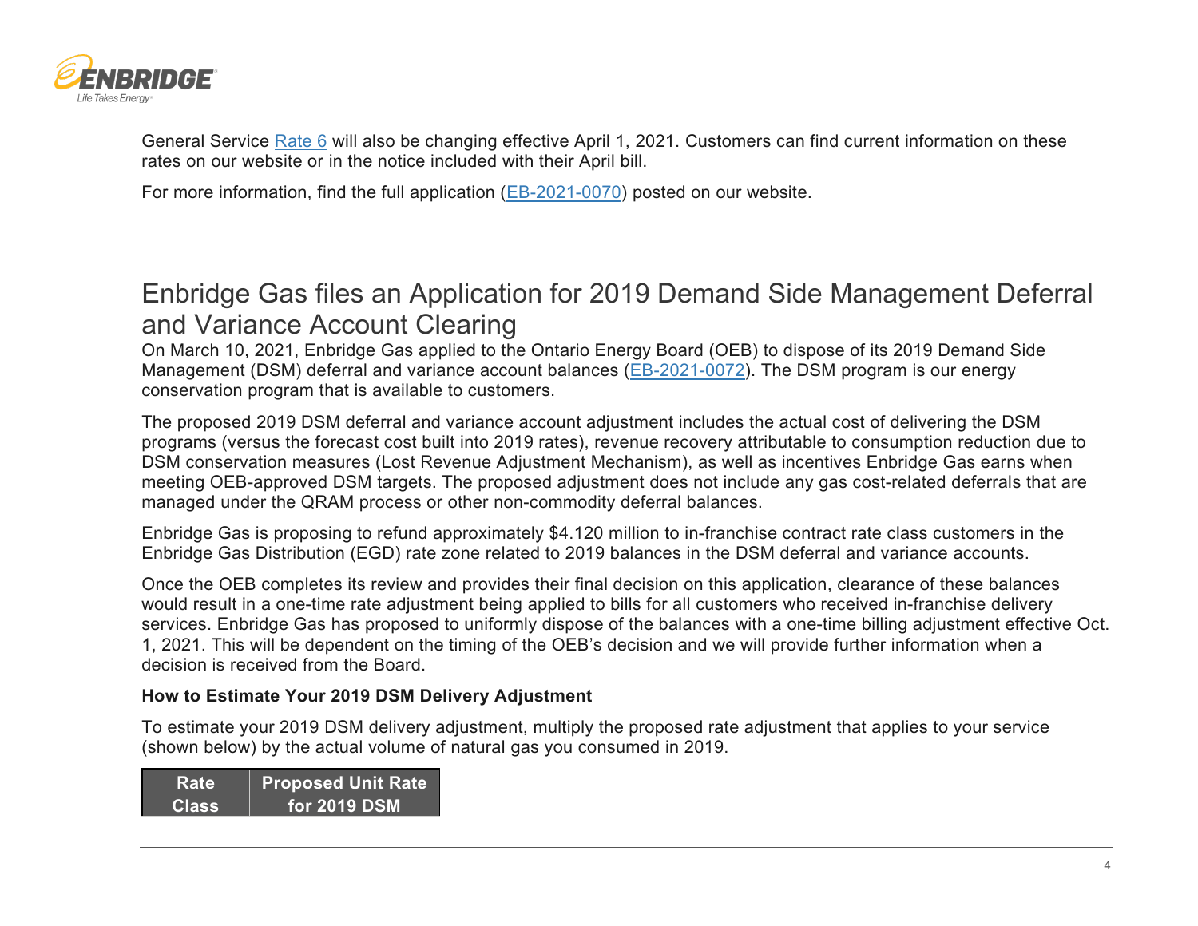General Service Rate 6 will also be changing effective April 1, 2021. Customers can find current information on these rates on our website or in the notice included with their April bill.

For more information, find the full application (EB-2021-0070) posted on our website.

# Enbridge Gas files an Application for 2019 Demand Side Management Deferral and Variance Account Clearing

On March 10, 2021, Enbridge Gas applied to the Ontario Energy Board (OEB) to dispose of its 2019 Demand Side Management (DSM) deferral and variance account balances (EB-2021-0072). The DSM program is our energy conservation program that is available to customers.

The proposed 2019 DSM deferral and variance account adjustment includes the actual cost of delivering the DSM programs (versus the forecast cost built into 2019 rates), revenue recovery attributable to consumption reduction due to DSM conservation measures (Lost Revenue Adjustment Mechanism), as well as incentives Enbridge Gas earns when meeting OEB-approved DSM targets. The proposed adjustment does not include any gas cost-related deferrals that are managed under the QRAM process or other non-commodity deferral balances.

Enbridge Gas is proposing to refund approximately $4.120 million to in-franchise contract rate class customers in the Enbridge Gas Distribution (EGD) rate zone related to 2019 balances in the DSM deferral and variance accounts.

Once the OEB completes its review and provides their final decision on this application, clearance of these balances would result in a one-time rate adjustment being applied to bills for all customers who received in-franchise delivery services. Enbridge Gas has proposed to uniformly dispose of the balances with a one-time billing adjustment effective Oct. 1, 2021. This will be dependent on the timing of the OEB's decision and we will provide further information when a decision is received from the Board.

**How to Estimate Your 2019 DSM Delivery Adjustment**

To estimate your 2019 DSM delivery adjustment, multiply the proposed rate adjustment that applies to your service (shown below) by the actual volume of natural gas you consumed in 2019.

| Rate Class | Proposed Unit Rate for 2019 DSM |
|---|---|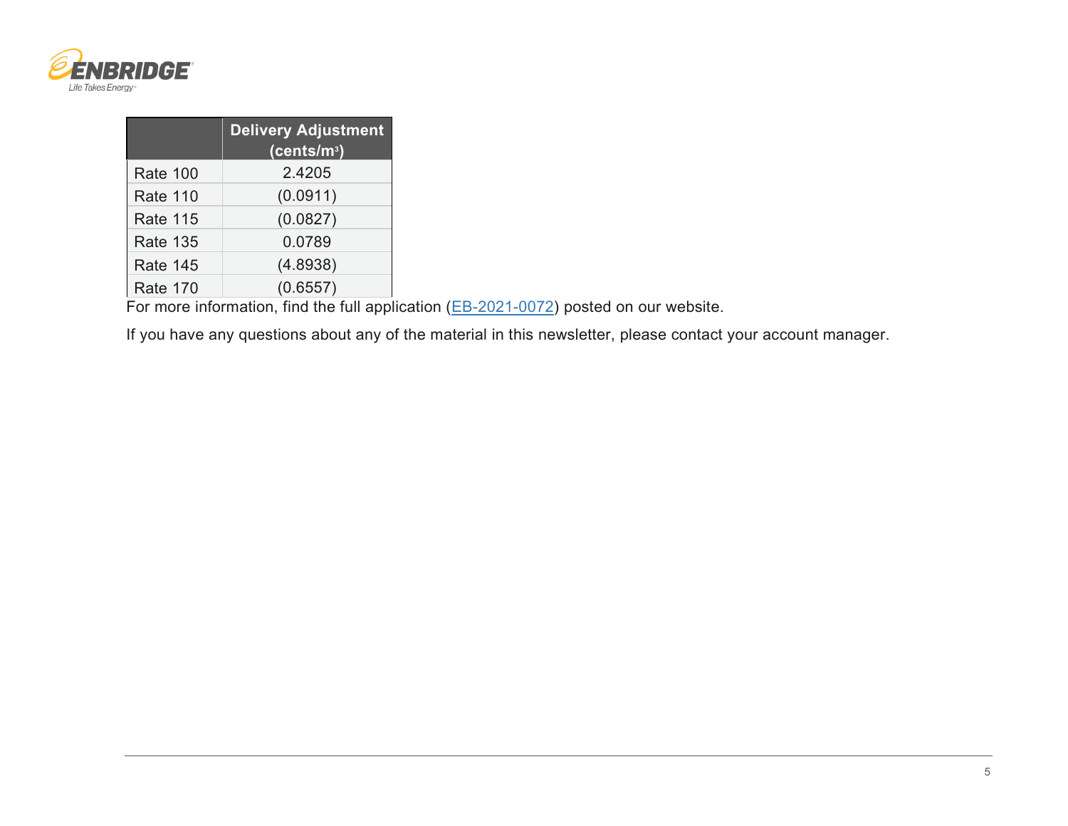| | Delivery Adjustment (cents/m³) |
|---|---|
| Rate 100 | 2.4205 |
| Rate 110 | (0.0911) |
| Rate 115 | (0.0827) |
| Rate 135 | 0.0789 |
| Rate 145 | (4.8938) |
| Rate 170 | (0.6557) |

For more information, find the full application (EB-2021-0072) posted on our website.

If you have any questions about any of the material in this newsletter, please contact your account manager.